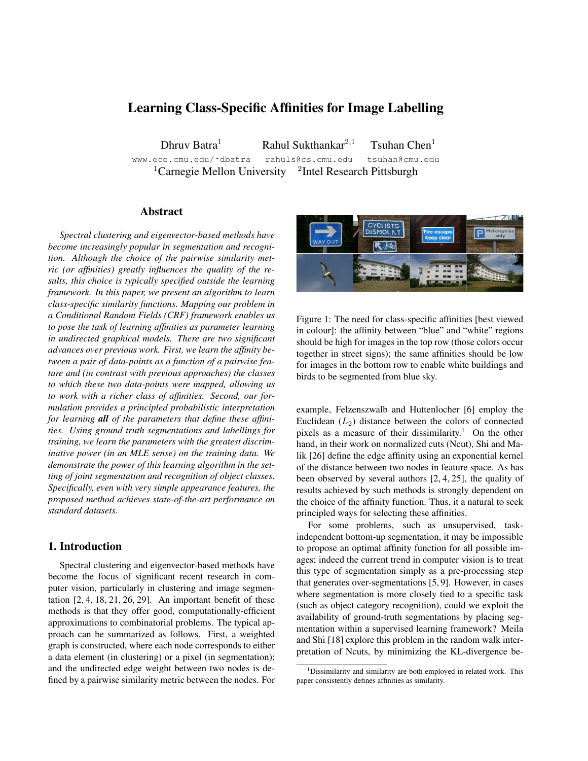# Learning Class-Specific Affinities for Image Labelling

Dhruv Batra[1] Rahul Sukthankar[2,1] Tsuhan Chen[1]

www.ece.cmu.edu/~dbatra rahuls@cs.cmu.edu tsuhan@cmu.edu

[1]Carnegie Mellon University [2]Intel Research Pittsburgh

## Abstract

*Spectral clustering and eigenvector-based methods have become increasingly popular in segmentation and recognition. Although the choice of the pairwise similarity metric (or affinities) greatly influences the quality of the results, this choice is typically specified outside the learning framework. In this paper, we present an algorithm to learn class-specific similarity functions. Mapping our problem in a Conditional Random Fields (CRF) framework enables us to pose the task of learning affinities as parameter learning in undirected graphical models. There are two significant advances over previous work. First, we learn the affinity between a pair of data-points as a function of a pairwise feature and (in contrast with previous approaches) the classes to which these two data-points were mapped, allowing us to work with a richer class of affinities. Second, our formulation provides a principled probabilistic interpretation for learning* ***all*** *of the parameters that define these affinities. Using ground truth segmentations and labellings for training, we learn the parameters with the greatest discriminative power (in an MLE sense) on the training data. We demonstrate the power of this learning algorithm in the setting of joint segmentation and recognition of object classes. Specifically, even with very simple appearance features, the proposed method achieves state-of-the-art performance on standard datasets.*

## 1. Introduction

Spectral clustering and eigenvector-based methods have become the focus of significant recent research in computer vision, particularly in clustering and image segmentation [2, 4, 18, 21, 26, 29]. An important benefit of these methods is that they offer good, computationally-efficient approximations to combinatorial problems. The typical approach can be summarized as follows. First, a weighted graph is constructed, where each node corresponds to either a data element (in clustering) or a pixel (in segmentation); and the undirected edge weight between two nodes is defined by a pairwise similarity metric between the nodes. For example, Felzenszwalb and Huttenlocher [6] employ the Euclidean ($L_2$) distance between the colors of connected pixels as a measure of their dissimilarity.[1] On the other hand, in their work on normalized cuts (Ncut), Shi and Malik [26] define the edge affinity using an exponential kernel of the distance between two nodes in feature space. As has been observed by several authors [2, 4, 25], the quality of results achieved by such methods is strongly dependent on the choice of the affinity function. Thus, it a natural to seek principled ways for selecting these affinities.

Figure 1: The need for class-specific affinities [best viewed in colour]: the affinity between "blue" and "white" regions should be high for images in the top row (those colors occur together in street signs); the same affinities should be low for images in the bottom row to enable white buildings and birds to be segmented from blue sky.

For some problems, such as unsupervised, task-independent bottom-up segmentation, it may be impossible to propose an optimal affinity function for all possible images; indeed the current trend in computer vision is to treat this type of segmentation simply as a pre-processing step that generates over-segmentations [5, 9]. However, in cases where segmentation is more closely tied to a specific task (such as object category recognition), could we exploit the availability of ground-truth segmentations by placing segmentation within a supervised learning framework? Meila and Shi [18] explore this problem in the random walk interpretation of Ncuts, by minimizing the KL-divergence be-

[1]Dissimilarity and similarity are both employed in related work. This paper consistently defines affinities as similarity.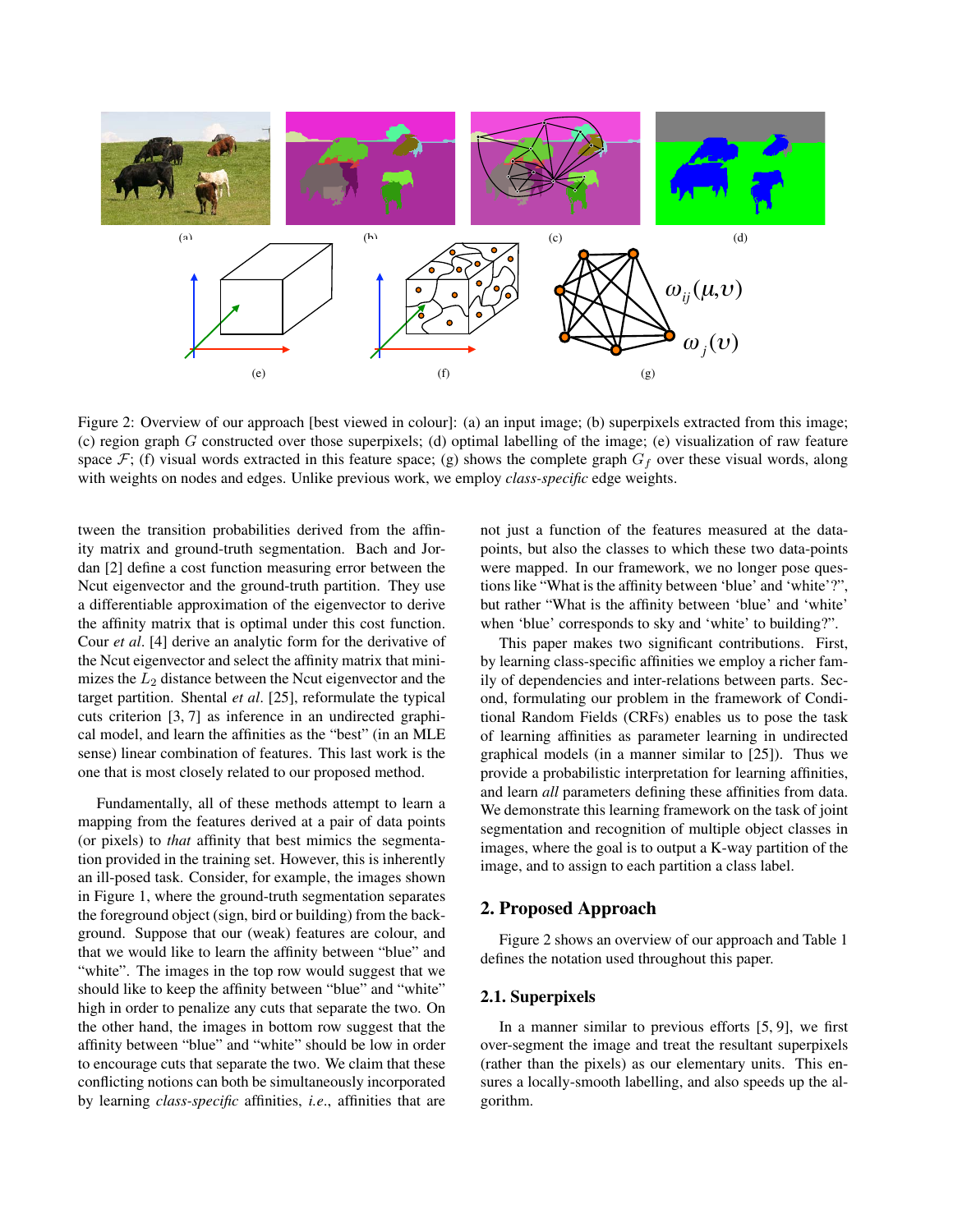(a) (b) (c) (d)

(e) (f) (g)

$\omega_{ij}(\mu,\upsilon)$

$\omega_j(\upsilon)$

Figure 2: Overview of our approach [best viewed in colour]: (a) an input image; (b) superpixels extracted from this image; (c) region graph $G$ constructed over those superpixels; (d) optimal labelling of the image; (e) visualization of raw feature space $\mathcal{F}$; (f) visual words extracted in this feature space; (g) shows the complete graph $G_f$ over these visual words, along with weights on nodes and edges. Unlike previous work, we employ *class-specific* edge weights.

tween the transition probabilities derived from the affinity matrix and ground-truth segmentation. Bach and Jordan [2] define a cost function measuring error between the Ncut eigenvector and the ground-truth partition. They use a differentiable approximation of the eigenvector to derive the affinity matrix that is optimal under this cost function. Cour *et al*. [4] derive an analytic form for the derivative of the Ncut eigenvector and select the affinity matrix that minimizes the $L_2$ distance between the Ncut eigenvector and the target partition. Shental *et al*. [25], reformulate the typical cuts criterion [3, 7] as inference in an undirected graphical model, and learn the affinities as the "best" (in an MLE sense) linear combination of features. This last work is the one that is most closely related to our proposed method.

Fundamentally, all of these methods attempt to learn a mapping from the features derived at a pair of data points (or pixels) to *that* affinity that best mimics the segmentation provided in the training set. However, this is inherently an ill-posed task. Consider, for example, the images shown in Figure 1, where the ground-truth segmentation separates the foreground object (sign, bird or building) from the background. Suppose that our (weak) features are colour, and that we would like to learn the affinity between "blue" and "white". The images in the top row would suggest that we should like to keep the affinity between "blue" and "white" high in order to penalize any cuts that separate the two. On the other hand, the images in bottom row suggest that the affinity between "blue" and "white" should be low in order to encourage cuts that separate the two. We claim that these conflicting notions can both be simultaneously incorporated by learning *class-specific* affinities, *i.e*., affinities that are not just a function of the features measured at the data-points, but also the classes to which these two data-points were mapped. In our framework, we no longer pose questions like "What is the affinity between 'blue' and 'white'?", but rather "What is the affinity between 'blue' and 'white' when 'blue' corresponds to sky and 'white' to building?".

This paper makes two significant contributions. First, by learning class-specific affinities we employ a richer family of dependencies and inter-relations between parts. Second, formulating our problem in the framework of Conditional Random Fields (CRFs) enables us to pose the task of learning affinities as parameter learning in undirected graphical models (in a manner similar to [25]). Thus we provide a probabilistic interpretation for learning affinities, and learn *all* parameters defining these affinities from data. We demonstrate this learning framework on the task of joint segmentation and recognition of multiple object classes in images, where the goal is to output a K-way partition of the image, and to assign to each partition a class label.

## 2. Proposed Approach

Figure 2 shows an overview of our approach and Table 1 defines the notation used throughout this paper.

### 2.1. Superpixels

In a manner similar to previous efforts [5, 9], we first over-segment the image and treat the resultant superpixels (rather than the pixels) as our elementary units. This ensures a locally-smooth labelling, and also speeds up the algorithm.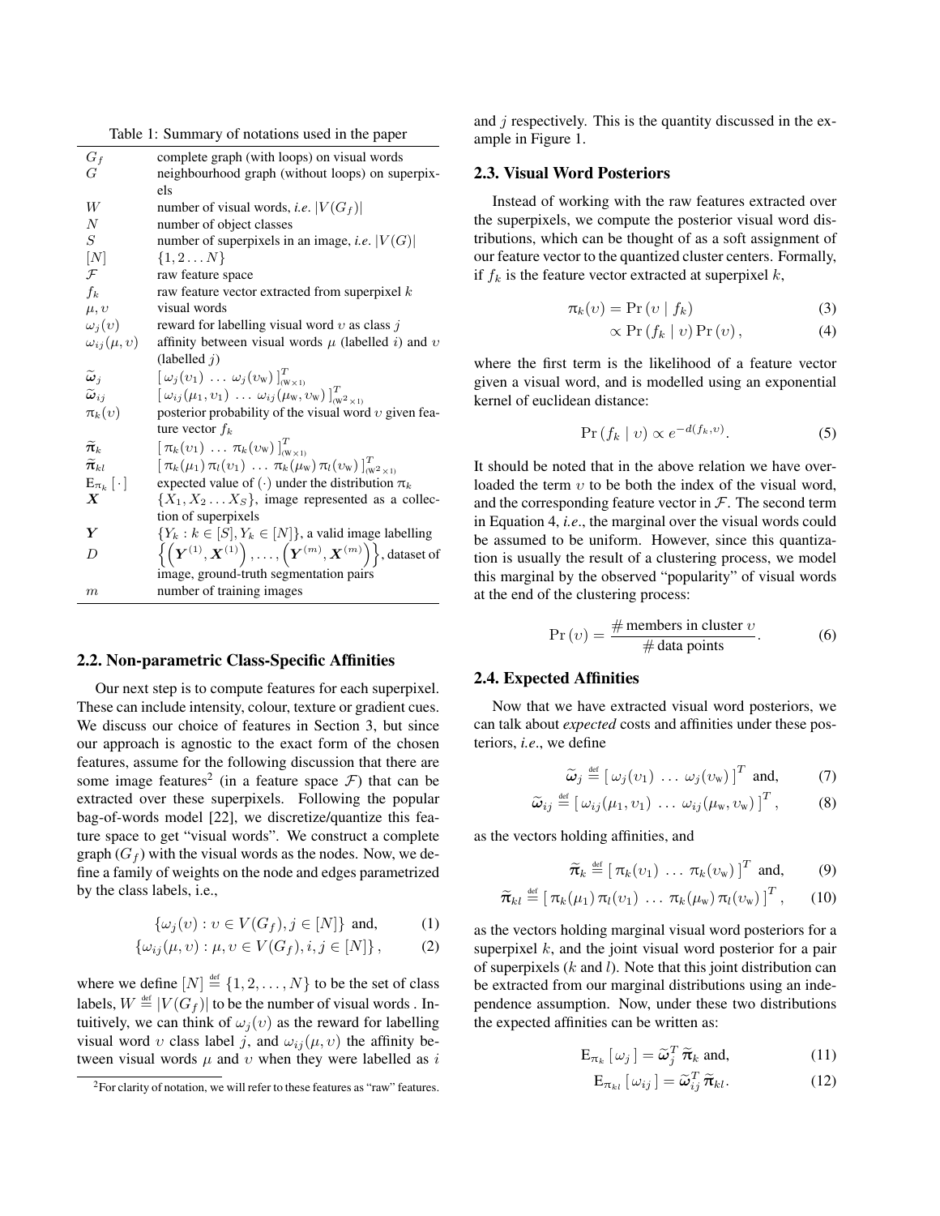Table 1: Summary of notations used in the paper

| | |
|---|---|
| $G_f$ | complete graph (with loops) on visual words |
| $G$ | neighbourhood graph (without loops) on superpixels |
| $W$ | number of visual words, *i.e.* $\lvert V(G_f)\rvert$ |
| $N$ | number of object classes |
| $S$ | number of superpixels in an image, *i.e.* $\lvert V(G)\rvert$ |
| $[N]$ | $\{1, 2 \dots N\}$ |
| $\mathcal{F}$ | raw feature space |
| $f_k$ | raw feature vector extracted from superpixel $k$ |
| $\mu, \upsilon$ | visual words |
| $\omega_j(\upsilon)$ | reward for labelling visual word $\upsilon$ as class $j$ |
| $\omega_{ij}(\mu, \upsilon)$ | affinity between visual words $\mu$ (labelled $i$) and $\upsilon$ (labelled $j$) |
| $\widetilde{\boldsymbol{\omega}}_j$ | $[\, \omega_j(\upsilon_1) \, \dots \, \omega_j(\upsilon_{\mathrm{W}}) \,]^T_{(\mathrm{W} \times 1)}$ |
| $\widetilde{\boldsymbol{\omega}}_{ij}$ | $[\, \omega_{ij}(\mu_1, \upsilon_1) \, \dots \, \omega_{ij}(\mu_{\mathrm{W}}, \upsilon_{\mathrm{W}}) \,]^T_{(\mathrm{W}^2 \times 1)}$ |
| $\pi_k(\upsilon)$ | posterior probability of the visual word $\upsilon$ given feature vector $f_k$ |
| $\widetilde{\boldsymbol{\pi}}_k$ | $[\, \pi_k(\upsilon_1) \, \dots \, \pi_k(\upsilon_{\mathrm{W}}) \,]^T_{(\mathrm{W} \times 1)}$ |
| $\widetilde{\boldsymbol{\pi}}_{kl}$ | $[\, \pi_k(\mu_1) \, \pi_l(\upsilon_1) \, \dots \, \pi_k(\mu_{\mathrm{W}}) \, \pi_l(\upsilon_{\mathrm{W}}) \,]^T_{(\mathrm{W}^2 \times 1)}$ |
| $\mathrm{E}_{\pi_k}[\cdot]$ | expected value of $(\cdot)$ under the distribution $\pi_k$ |
| $\boldsymbol{X}$ | $\{X_1, X_2 \dots X_S\}$, image represented as a collection of superpixels |
| $\boldsymbol{Y}$ | $\{Y_k : k \in [S], Y_k \in [N]\}$, a valid image labelling |
| $D$ | $\left\{ \left(\boldsymbol{Y}^{(1)}, \boldsymbol{X}^{(1)}\right), \dots, \left(\boldsymbol{Y}^{(m)}, \boldsymbol{X}^{(m)}\right) \right\}$, dataset of image, ground-truth segmentation pairs |
| $m$ | number of training images |

## 2.2. Non-parametric Class-Specific Affinities

Our next step is to compute features for each superpixel. These can include intensity, colour, texture or gradient cues. We discuss our choice of features in Section 3, but since our approach is agnostic to the exact form of the chosen features, assume for the following discussion that there are some image features[2] (in a feature space $\mathcal{F}$) that can be extracted over these superpixels. Following the popular bag-of-words model [22], we discretize/quantize this feature space to get "visual words". We construct a complete graph ($G_f$) with the visual words as the nodes. Now, we define a family of weights on the node and edges parametrized by the class labels, i.e.,

$$\{\omega_j(\upsilon) : \upsilon \in V(G_f), j \in [N]\} \text{ and,} \tag{1}$$

$$\{\omega_{ij}(\mu, \upsilon) : \mu, \upsilon \in V(G_f), i, j \in [N]\}, \tag{2}$$

where we define $[N] \stackrel{\text{def}}{=} \{1, 2, \dots, N\}$ to be the set of class labels, $W \stackrel{\text{def}}{=} |V(G_f)|$ to be the number of visual words . Intuitively, we can think of $\omega_j(\upsilon)$ as the reward for labelling visual word $\upsilon$ class label $j$, and $\omega_{ij}(\mu, \upsilon)$ the affinity between visual words $\mu$ and $\upsilon$ when they were labelled as $i$ and $j$ respectively. This is the quantity discussed in the example in Figure 1.

[2] For clarity of notation, we will refer to these features as "raw" features.

## 2.3. Visual Word Posteriors

Instead of working with the raw features extracted over the superpixels, we compute the posterior visual word distributions, which can be thought of as a soft assignment of our feature vector to the quantized cluster centers. Formally, if $f_k$ is the feature vector extracted at superpixel $k$,

$$\pi_k(\upsilon) = \Pr(\upsilon \mid f_k) \tag{3}$$

$$\propto \Pr(f_k \mid \upsilon) \Pr(\upsilon), \tag{4}$$

where the first term is the likelihood of a feature vector given a visual word, and is modelled using an exponential kernel of euclidean distance:

$$\Pr(f_k \mid \upsilon) \propto e^{-d(f_k, \upsilon)}. \tag{5}$$

It should be noted that in the above relation we have overloaded the term $\upsilon$ to be both the index of the visual word, and the corresponding feature vector in $\mathcal{F}$. The second term in Equation 4, *i.e*., the marginal over the visual words could be assumed to be uniform. However, since this quantization is usually the result of a clustering process, we model this marginal by the observed "popularity" of visual words at the end of the clustering process:

$$\Pr(\upsilon) = \frac{\#\text{ members in cluster } \upsilon}{\#\text{ data points}}. \tag{6}$$

## 2.4. Expected Affinities

Now that we have extracted visual word posteriors, we can talk about *expected* costs and affinities under these posteriors, *i.e*., we define

$$\widetilde{\boldsymbol{\omega}}_j \stackrel{\text{def}}{=} [\, \omega_j(\upsilon_1) \, \dots \, \omega_j(\upsilon_{\mathrm{W}}) \,]^T \text{ and,} \tag{7}$$

$$\widetilde{\boldsymbol{\omega}}_{ij} \stackrel{\text{def}}{=} [\, \omega_{ij}(\mu_1, \upsilon_1) \, \dots \, \omega_{ij}(\mu_{\mathrm{W}}, \upsilon_{\mathrm{W}}) \,]^T, \tag{8}$$

as the vectors holding affinities, and

$$\widetilde{\boldsymbol{\pi}}_k \stackrel{\text{def}}{=} [\, \pi_k(\upsilon_1) \, \dots \, \pi_k(\upsilon_{\mathrm{W}}) \,]^T \text{ and,} \tag{9}$$

$$\widetilde{\boldsymbol{\pi}}_{kl} \stackrel{\text{def}}{=} [\, \pi_k(\mu_1) \, \pi_l(\upsilon_1) \, \dots \, \pi_k(\mu_{\mathrm{W}}) \, \pi_l(\upsilon_{\mathrm{W}}) \,]^T, \tag{10}$$

as the vectors holding marginal visual word posteriors for a superpixel $k$, and the joint visual word posterior for a pair of superpixels ($k$ and $l$). Note that this joint distribution can be extracted from our marginal distributions using an independence assumption. Now, under these two distributions the expected affinities can be written as:

$$\mathrm{E}_{\pi_k}[\, \omega_j \,] = \widetilde{\boldsymbol{\omega}}_j^T \, \widetilde{\boldsymbol{\pi}}_k \text{ and,} \tag{11}$$

$$\mathrm{E}_{\pi_{kl}}[\, \omega_{ij} \,] = \widetilde{\boldsymbol{\omega}}_{ij}^T \, \widetilde{\boldsymbol{\pi}}_{kl}. \tag{12}$$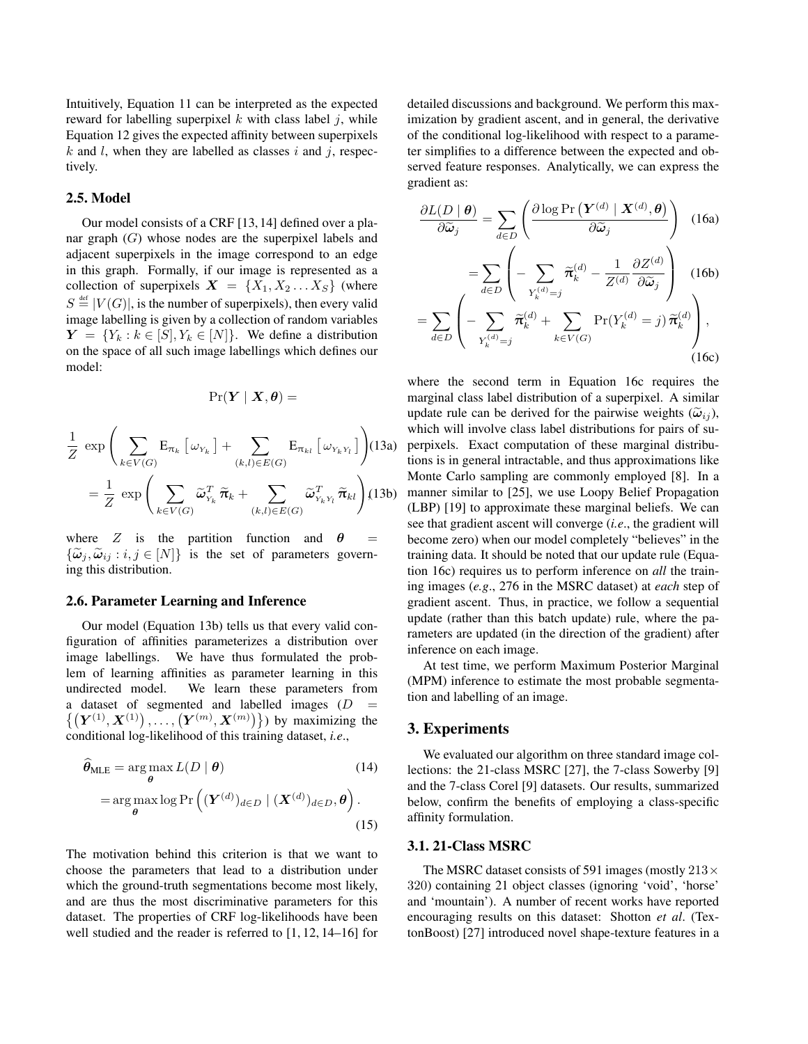Intuitively, Equation 11 can be interpreted as the expected reward for labelling superpixel $k$ with class label $j$, while Equation 12 gives the expected affinity between superpixels $k$ and $l$, when they are labelled as classes $i$ and $j$, respectively.

### 2.5. Model

Our model consists of a CRF [13, 14] defined over a planar graph ($G$) whose nodes are the superpixel labels and adjacent superpixels in the image correspond to an edge in this graph. Formally, if our image is represented as a collection of superpixels $\boldsymbol{X} = \{X_1, X_2 \ldots X_S\}$ (where $S \stackrel{\text{def}}{=} |V(G)|$, is the number of superpixels), then every valid image labelling is given by a collection of random variables $\boldsymbol{Y} = \{Y_k : k \in [S], Y_k \in [N]\}$. We define a distribution on the space of all such image labellings which defines our model:

$$\Pr(\boldsymbol{Y} \mid \boldsymbol{X}, \boldsymbol{\theta}) =$$

$$\frac{1}{Z} \exp\left( \sum_{k \in V(G)} \mathrm{E}_{\pi_k}\left[\,\omega_{Y_k}\,\right] + \sum_{(k,l) \in E(G)} \mathrm{E}_{\pi_{kl}}\left[\,\omega_{Y_k Y_l}\,\right] \right) \tag{13a}$$

$$= \frac{1}{Z} \exp\left( \sum_{k \in V(G)} \widetilde{\boldsymbol{\omega}}_{Y_k}^T \, \widetilde{\boldsymbol{\pi}}_k + \sum_{(k,l) \in E(G)} \widetilde{\boldsymbol{\omega}}_{Y_k Y_l}^T \, \widetilde{\boldsymbol{\pi}}_{kl} \right), \tag{13b}$$

where $Z$ is the partition function and $\boldsymbol{\theta} = \{\widetilde{\boldsymbol{\omega}}_j, \widetilde{\boldsymbol{\omega}}_{ij} : i, j \in [N]\}$ is the set of parameters governing this distribution.

### 2.6. Parameter Learning and Inference

Our model (Equation 13b) tells us that every valid configuration of affinities parameterizes a distribution over image labellings. We have thus formulated the problem of learning affinities as parameter learning in this undirected model. We learn these parameters from a dataset of segmented and labelled images ($D = \left\{\left(\boldsymbol{Y}^{(1)}, \boldsymbol{X}^{(1)}\right), \ldots, \left(\boldsymbol{Y}^{(m)}, \boldsymbol{X}^{(m)}\right)\right\}$) by maximizing the conditional log-likelihood of this training dataset, *i.e.*,

$$\widehat{\boldsymbol{\theta}}_{\text{MLE}} = \arg\max_{\boldsymbol{\theta}} L(D \mid \boldsymbol{\theta}) \tag{14}$$

$$= \arg\max_{\boldsymbol{\theta}} \log \Pr\left( (\boldsymbol{Y}^{(d)})_{d \in D} \mid (\boldsymbol{X}^{(d)})_{d \in D}, \boldsymbol{\theta} \right). \tag{15}$$

The motivation behind this criterion is that we want to choose the parameters that lead to a distribution under which the ground-truth segmentations become most likely, and are thus the most discriminative parameters for this dataset. The properties of CRF log-likelihoods have been well studied and the reader is referred to [1, 12, 14–16] for detailed discussions and background. We perform this maximization by gradient ascent, and in general, the derivative of the conditional log-likelihood with respect to a parameter simplifies to a difference between the expected and observed feature responses. Analytically, we can express the gradient as:

$$\frac{\partial L(D \mid \boldsymbol{\theta})}{\partial \widetilde{\boldsymbol{\omega}}_j} = \sum_{d \in D} \left( \frac{\partial \log \Pr\left(\boldsymbol{Y}^{(d)} \mid \boldsymbol{X}^{(d)}, \boldsymbol{\theta}\right)}{\partial \widetilde{\boldsymbol{\omega}}_j} \right) \tag{16a}$$

$$= \sum_{d \in D} \left( - \sum_{Y_k^{(d)} = j} \widetilde{\boldsymbol{\pi}}_k^{(d)} - \frac{1}{Z^{(d)}} \frac{\partial Z^{(d)}}{\partial \widetilde{\boldsymbol{\omega}}_j} \right) \tag{16b}$$

$$= \sum_{d \in D} \left( - \sum_{Y_k^{(d)} = j} \widetilde{\boldsymbol{\pi}}_k^{(d)} + \sum_{k \in V(G)} \Pr(Y_k^{(d)} = j) \, \widetilde{\boldsymbol{\pi}}_k^{(d)} \right), \tag{16c}$$

where the second term in Equation 16c requires the marginal class label distribution of a superpixel. A similar update rule can be derived for the pairwise weights ($\widetilde{\boldsymbol{\omega}}_{ij}$), which will involve class label distributions for pairs of superpixels. Exact computation of these marginal distributions is in general intractable, and thus approximations like Monte Carlo sampling are commonly employed [8]. In a manner similar to [25], we use Loopy Belief Propagation (LBP) [19] to approximate these marginal beliefs. We can see that gradient ascent will converge (*i.e.*, the gradient will become zero) when our model completely "believes" in the training data. It should be noted that our update rule (Equation 16c) requires us to perform inference on *all* the training images (*e.g.*, 276 in the MSRC dataset) at *each* step of gradient ascent. Thus, in practice, we follow a sequential update (rather than this batch update) rule, where the parameters are updated (in the direction of the gradient) after inference on each image.

At test time, we perform Maximum Posterior Marginal (MPM) inference to estimate the most probable segmentation and labelling of an image.

## 3. Experiments

We evaluated our algorithm on three standard image collections: the 21-class MSRC [27], the 7-class Sowerby [9] and the 7-class Corel [9] datasets. Our results, summarized below, confirm the benefits of employing a class-specific affinity formulation.

### 3.1. 21-Class MSRC

The MSRC dataset consists of 591 images (mostly $213 \times 320$) containing 21 object classes (ignoring 'void', 'horse' and 'mountain'). A number of recent works have reported encouraging results on this dataset: Shotton *et al*. (TextonBoost) [27] introduced novel shape-texture features in a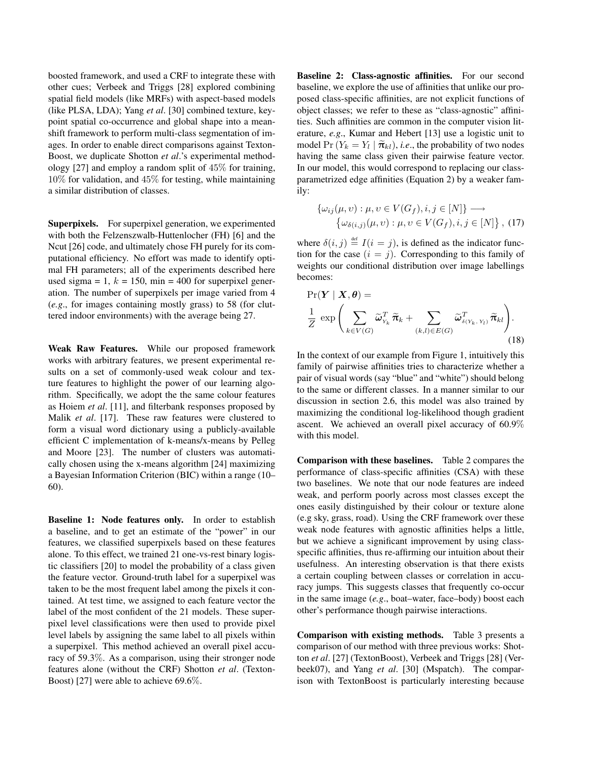boosted framework, and used a CRF to integrate these with other cues; Verbeek and Triggs [28] explored combining spatial field models (like MRFs) with aspect-based models (like PLSA, LDA); Yang *et al*. [30] combined texture, keypoint spatial co-occurrence and global shape into a mean-shift framework to perform multi-class segmentation of images. In order to enable direct comparisons against TextonBoost, we duplicate Shotton *et al*.'s experimental methodology [27] and employ a random split of 45% for training, 10% for validation, and 45% for testing, while maintaining a similar distribution of classes.

**Superpixels.** For superpixel generation, we experimented with both the Felzenszwalb-Huttenlocher (FH) [6] and the Ncut [26] code, and ultimately chose FH purely for its computational efficiency. No effort was made to identify optimal FH parameters; all of the experiments described here used sigma = 1, $k$ = 150, min = 400 for superpixel generation. The number of superpixels per image varied from 4 (*e.g*., for images containing mostly grass) to 58 (for cluttered indoor environments) with the average being 27.

**Weak Raw Features.** While our proposed framework works with arbitrary features, we present experimental results on a set of commonly-used weak colour and texture features to highlight the power of our learning algorithm. Specifically, we adopt the the same colour features as Hoiem *et al*. [11], and filterbank responses proposed by Malik *et al*. [17]. These raw features were clustered to form a visual word dictionary using a publicly-available efficient C implementation of k-means/x-means by Pelleg and Moore [23]. The number of clusters was automatically chosen using the x-means algorithm [24] maximizing a Bayesian Information Criterion (BIC) within a range (10–60).

**Baseline 1: Node features only.** In order to establish a baseline, and to get an estimate of the "power" in our features, we classified superpixels based on these features alone. To this effect, we trained 21 one-vs-rest binary logistic classifiers [20] to model the probability of a class given the feature vector. Ground-truth label for a superpixel was taken to be the most frequent label among the pixels it contained. At test time, we assigned to each feature vector the label of the most confident of the 21 models. These superpixel level classifications were then used to provide pixel level labels by assigning the same label to all pixels within a superpixel. This method achieved an overall pixel accuracy of 59.3%. As a comparison, using their stronger node features alone (without the CRF) Shotton *et al*. (TextonBoost) [27] were able to achieve 69.6%.

**Baseline 2: Class-agnostic affinities.** For our second baseline, we explore the use of affinities that unlike our proposed class-specific affinities, are not explicit functions of object classes; we refer to these as "class-agnostic" affinities. Such affinities are common in the computer vision literature, *e.g*., Kumar and Hebert [13] use a logistic unit to model $\Pr(Y_k = Y_l \mid \widetilde{\boldsymbol{\pi}}_{kl})$, *i.e*., the probability of two nodes having the same class given their pairwise feature vector. In our model, this would correspond to replacing our class-parametrized edge affinities (Equation 2) by a weaker family:

$$\{\omega_{ij}(\mu, \upsilon) : \mu, \upsilon \in V(G_f), i, j \in [N]\} \longrightarrow \\ \left\{\omega_{\delta(i,j)}(\mu, \upsilon) : \mu, \upsilon \in V(G_f), i, j \in [N]\right\}, \quad (17)$$

where $\delta(i, j) \stackrel{\text{def}}{=} I(i = j)$, is defined as the indicator function for the case $(i = j)$. Corresponding to this family of weights our conditional distribution over image labellings becomes:

$$\Pr(\boldsymbol{Y} \mid \boldsymbol{X}, \boldsymbol{\theta}) = \\ \frac{1}{Z} \exp\left( \sum_{k \in V(G)} \widetilde{\boldsymbol{\omega}}_{Y_k}^T \widetilde{\boldsymbol{\pi}}_k + \sum_{(k,l) \in E(G)} \widetilde{\boldsymbol{\omega}}_{\delta(Y_k, Y_l)}^T \widetilde{\boldsymbol{\pi}}_{kl} \right). \quad (18)$$

In the context of our example from Figure 1, intuitively this family of pairwise affinities tries to characterize whether a pair of visual words (say "blue" and "white") should belong to the same or different classes. In a manner similar to our discussion in section 2.6, this model was also trained by maximizing the conditional log-likelihood though gradient ascent. We achieved an overall pixel accuracy of 60.9% with this model.

**Comparison with these baselines.** Table 2 compares the performance of class-specific affinities (CSA) with these two baselines. We note that our node features are indeed weak, and perform poorly across most classes except the ones easily distinguished by their colour or texture alone (e.g sky, grass, road). Using the CRF framework over these weak node features with agnostic affinities helps a little, but we achieve a significant improvement by using class-specific affinities, thus re-affirming our intuition about their usefulness. An interesting observation is that there exists a certain coupling between classes or correlation in accuracy jumps. This suggests classes that frequently co-occur in the same image (*e.g*., boat–water, face–body) boost each other's performance though pairwise interactions.

**Comparison with existing methods.** Table 3 presents a comparison of our method with three previous works: Shotton *et al*. [27] (TextonBoost), Verbeek and Triggs [28] (Verbeek07), and Yang *et al*. [30] (Mspatch). The comparison with TextonBoost is particularly interesting because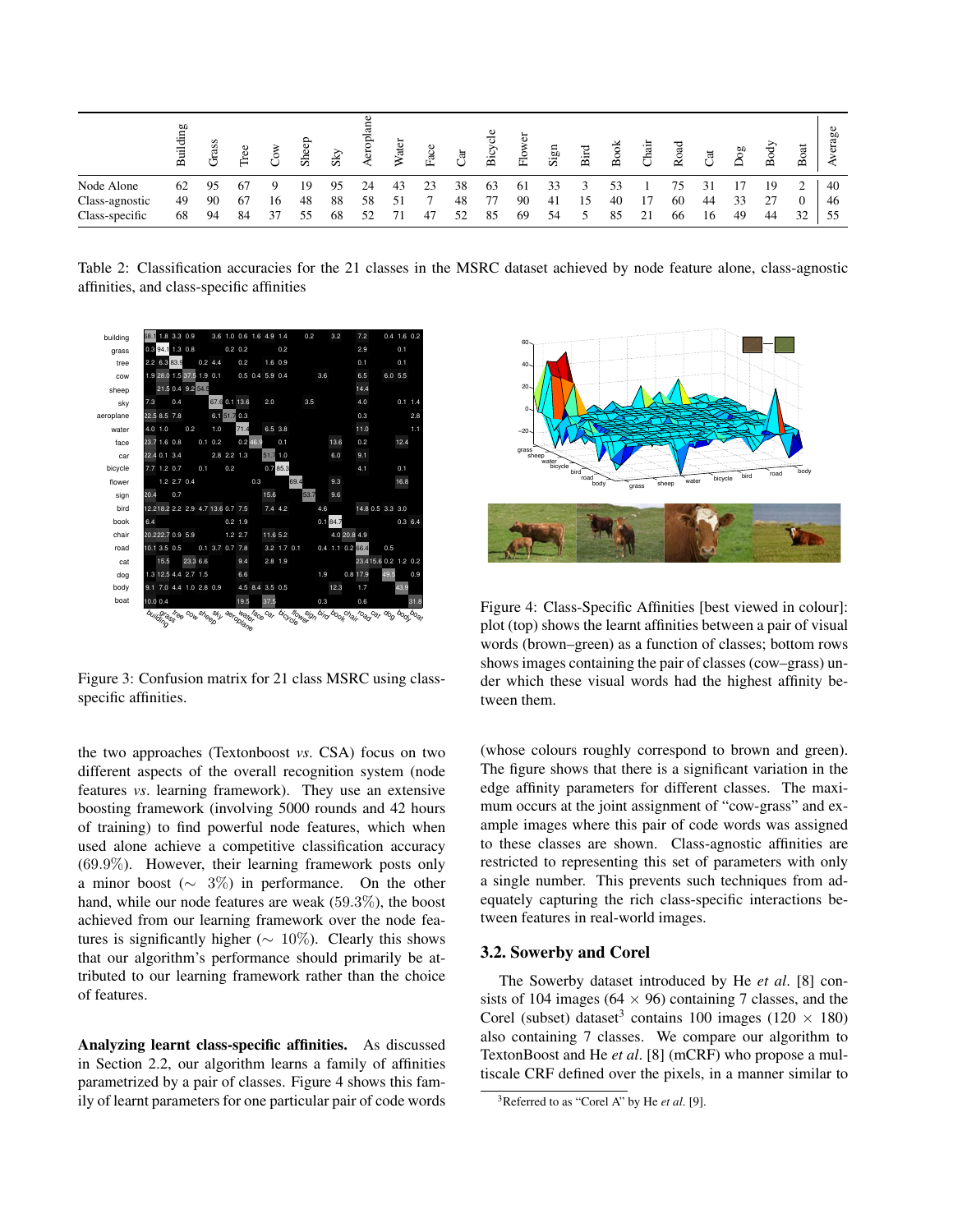| | Building | Grass | Tree | Cow | Sheep | Sky | Aeroplane | Water | Face | Car | Bicycle | Flower | Sign | Bird | Book | Chair | Road | Cat | Dog | Body | Boat | Average |
|---|---|---|---|---|---|---|---|---|---|---|---|---|---|---|---|---|---|---|---|---|---|---|
| Node Alone | 62 | 95 | 67 | 9 | 19 | 95 | 24 | 43 | 23 | 38 | 63 | 61 | 33 | 3 | 53 | 1 | 75 | 31 | 17 | 19 | 2 | 40 |
| Class-agnostic | 49 | 90 | 67 | 16 | 48 | 88 | 58 | 51 | 7 | 48 | 77 | 90 | 41 | 15 | 40 | 17 | 60 | 44 | 33 | 27 | 0 | 46 |
| Class-specific | 68 | 94 | 84 | 37 | 55 | 68 | 52 | 71 | 47 | 52 | 85 | 69 | 54 | 5 | 85 | 21 | 66 | 16 | 49 | 44 | 32 | 55 |

Table 2: Classification accuracies for the 21 classes in the MSRC dataset achieved by node feature alone, class-agnostic affinities, and class-specific affinities

Figure 3: Confusion matrix for 21 class MSRC using class-specific affinities.

Figure 4: Class-Specific Affinities [best viewed in colour]: plot (top) shows the learnt affinities between a pair of visual words (brown–green) as a function of classes; bottom rows shows images containing the pair of classes (cow–grass) under which these visual words had the highest affinity between them.

the two approaches (Textonboost *vs*. CSA) focus on two different aspects of the overall recognition system (node features *vs*. learning framework). They use an extensive boosting framework (involving 5000 rounds and 42 hours of training) to find powerful node features, which when used alone achieve a competitive classification accuracy (69.9%). However, their learning framework posts only a minor boost ($\sim$ 3%) in performance. On the other hand, while our node features are weak (59.3%), the boost achieved from our learning framework over the node features is significantly higher ($\sim$ 10%). Clearly this shows that our algorithm's performance should primarily be attributed to our learning framework rather than the choice of features.

**Analyzing learnt class-specific affinities.** As discussed in Section 2.2, our algorithm learns a family of affinities parametrized by a pair of classes. Figure 4 shows this family of learnt parameters for one particular pair of code words (whose colours roughly correspond to brown and green). The figure shows that there is a significant variation in the edge affinity parameters for different classes. The maximum occurs at the joint assignment of "cow-grass" and example images where this pair of code words was assigned to these classes are shown. Class-agnostic affinities are restricted to representing this set of parameters with only a single number. This prevents such techniques from adequately capturing the rich class-specific interactions between features in real-world images.

### 3.2. Sowerby and Corel

The Sowerby dataset introduced by He *et al*. [8] consists of 104 images ($64 \times 96$) containing 7 classes, and the Corel (subset) dataset[3] contains 100 images ($120 \times 180$) also containing 7 classes. We compare our algorithm to TextonBoost and He *et al*. [8] (mCRF) who propose a multiscale CRF defined over the pixels, in a manner similar to

[3]Referred to as "Corel A" by He *et al*. [9].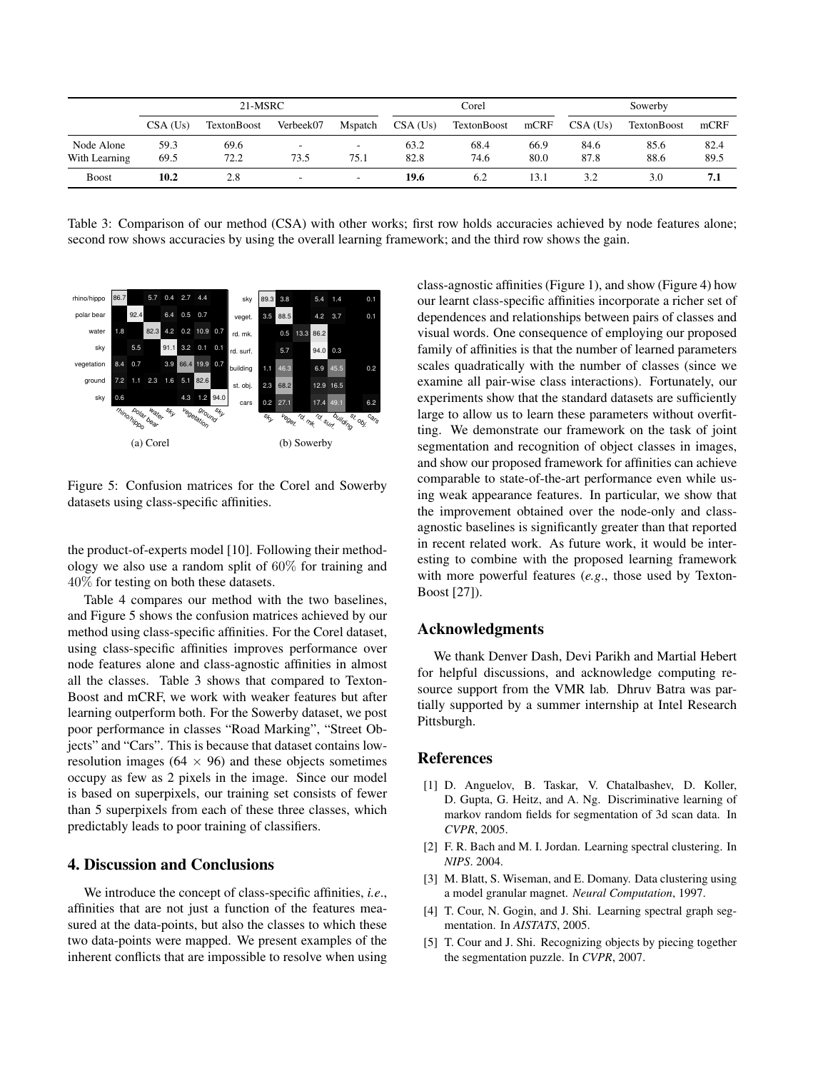| | 21-MSRC | | | | Corel | | | Sowerby | | |
|---|---|---|---|---|---|---|---|---|---|---|
| | CSA (Us) | TextonBoost | Verbeek07 | Mspatch | CSA (Us) | TextonBoost | mCRF | CSA (Us) | TextonBoost | mCRF |
| Node Alone | 59.3 | 69.6 | - | - | 63.2 | 68.4 | 66.9 | 84.6 | 85.6 | 82.4 |
| With Learning | 69.5 | 72.2 | 73.5 | 75.1 | 82.8 | 74.6 | 80.0 | 87.8 | 88.6 | 89.5 |
| Boost | **10.2** | 2.8 | - | - | **19.6** | 6.2 | 13.1 | 3.2 | 3.0 | **7.1** |

Table 3: Comparison of our method (CSA) with other works; first row holds accuracies achieved by node features alone; second row shows accuracies by using the overall learning framework; and the third row shows the gain.

rhino/hippo, polar bear, water, sky, vegetation, ground, sky

(a) Corel

sky, veget., rd. mk., rd. surf., building, st. obj., cars

(b) Sowerby

Figure 5: Confusion matrices for the Corel and Sowerby datasets using class-specific affinities.

the product-of-experts model [10]. Following their methodology we also use a random split of 60% for training and 40% for testing on both these datasets.

Table 4 compares our method with the two baselines, and Figure 5 shows the confusion matrices achieved by our method using class-specific affinities. For the Corel dataset, using class-specific affinities improves performance over node features alone and class-agnostic affinities in almost all the classes. Table 3 shows that compared to TextonBoost and mCRF, we work with weaker features but after learning outperform both. For the Sowerby dataset, we post poor performance in classes "Road Marking", "Street Objects" and "Cars". This is because that dataset contains low-resolution images ($64 \times 96$) and these objects sometimes occupy as few as 2 pixels in the image. Since our model is based on superpixels, our training set consists of fewer than 5 superpixels from each of these three classes, which predictably leads to poor training of classifiers.

## 4. Discussion and Conclusions

We introduce the concept of class-specific affinities, *i.e.*, affinities that are not just a function of the features measured at the data-points, but also the classes to which these two data-points were mapped. We present examples of the inherent conflicts that are impossible to resolve when using class-agnostic affinities (Figure 1), and show (Figure 4) how our learnt class-specific affinities incorporate a richer set of dependences and relationships between pairs of classes and visual words. One consequence of employing our proposed family of affinities is that the number of learned parameters scales quadratically with the number of classes (since we examine all pair-wise class interactions). Fortunately, our experiments show that the standard datasets are sufficiently large to allow us to learn these parameters without overfitting. We demonstrate our framework on the task of joint segmentation and recognition of object classes in images, and show our proposed framework for affinities can achieve comparable to state-of-the-art performance even while using weak appearance features. In particular, we show that the improvement obtained over the node-only and class-agnostic baselines is significantly greater than that reported in recent related work. As future work, it would be interesting to combine with the proposed learning framework with more powerful features (*e.g.*, those used by TextonBoost [27]).

## Acknowledgments

We thank Denver Dash, Devi Parikh and Martial Hebert for helpful discussions, and acknowledge computing resource support from the VMR lab. Dhruv Batra was partially supported by a summer internship at Intel Research Pittsburgh.

## References

[1] D. Anguelov, B. Taskar, V. Chatalbashev, D. Koller, D. Gupta, G. Heitz, and A. Ng. Discriminative learning of markov random fields for segmentation of 3d scan data. In *CVPR*, 2005.

[2] F. R. Bach and M. I. Jordan. Learning spectral clustering. In *NIPS*. 2004.

[3] M. Blatt, S. Wiseman, and E. Domany. Data clustering using a model granular magnet. *Neural Computation*, 1997.

[4] T. Cour, N. Gogin, and J. Shi. Learning spectral graph segmentation. In *AISTATS*, 2005.

[5] T. Cour and J. Shi. Recognizing objects by piecing together the segmentation puzzle. In *CVPR*, 2007.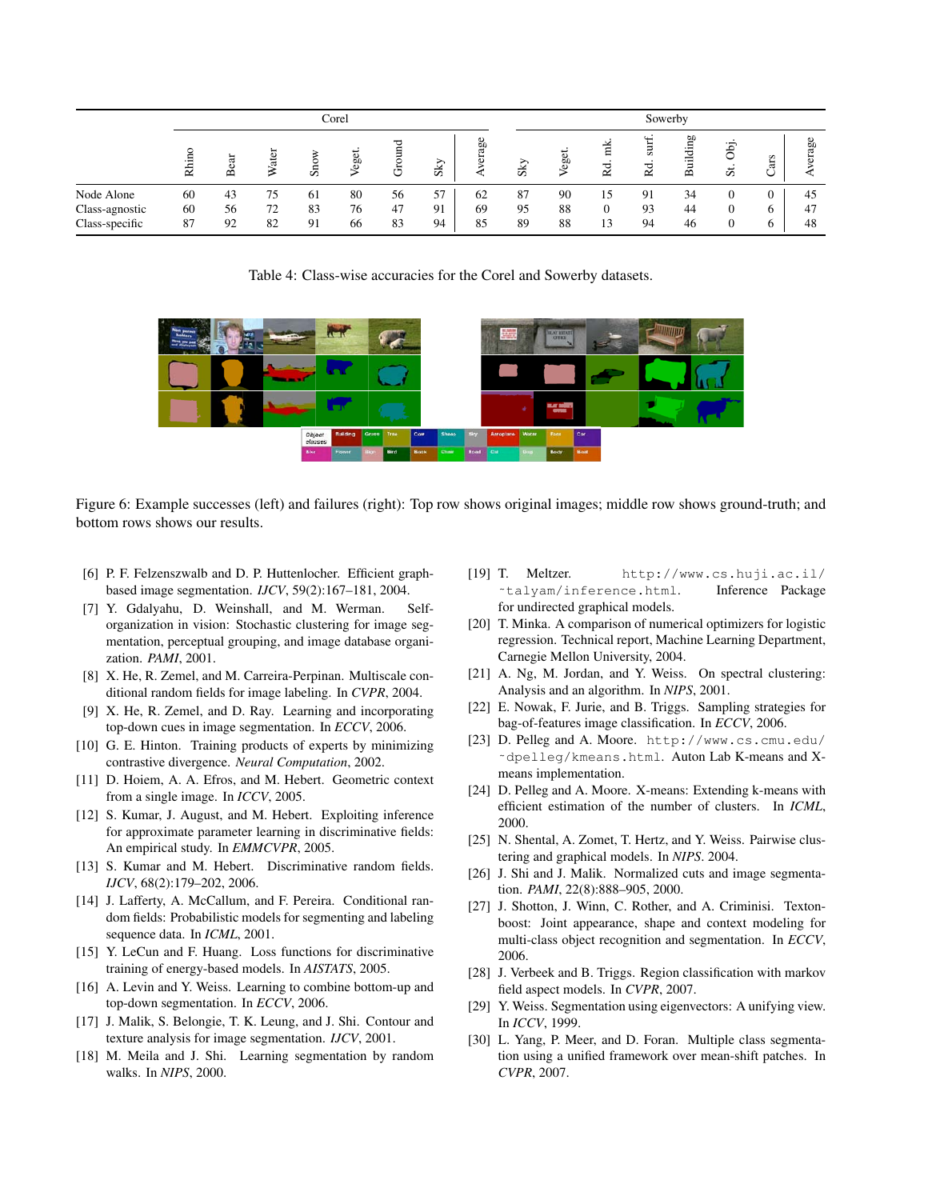| | Corel | | | | | | | | Sowerby | | | | | | | |
|---|---|---|---|---|---|---|---|---|---|---|---|---|---|---|---|---|
| | Rhino | Bear | Water | Snow | Veget. | Ground | Sky | Average | Sky | Veget. | Rd. mk. | Rd. surf. | Building | St. Obj. | Cars | Average |
| Node Alone | 60 | 43 | 75 | 61 | 80 | 56 | 57 | 62 | 87 | 90 | 15 | 91 | 34 | 0 | 0 | 45 |
| Class-agnostic | 60 | 56 | 72 | 83 | 76 | 47 | 91 | 69 | 95 | 88 | 0 | 93 | 44 | 0 | 6 | 47 |
| Class-specific | 87 | 92 | 82 | 91 | 66 | 83 | 94 | 85 | 89 | 88 | 13 | 94 | 46 | 0 | 6 | 48 |

Table 4: Class-wise accuracies for the Corel and Sowerby datasets.

Figure 6: Example successes (left) and failures (right): Top row shows original images; middle row shows ground-truth; and bottom rows shows our results.

[6] P. F. Felzenszwalb and D. P. Huttenlocher. Efficient graph-based image segmentation. *IJCV*, 59(2):167–181, 2004.

[7] Y. Gdalyahu, D. Weinshall, and M. Werman. Self-organization in vision: Stochastic clustering for image segmentation, perceptual grouping, and image database organization. *PAMI*, 2001.

[8] X. He, R. Zemel, and M. Carreira-Perpinan. Multiscale conditional random fields for image labeling. In *CVPR*, 2004.

[9] X. He, R. Zemel, and D. Ray. Learning and incorporating top-down cues in image segmentation. In *ECCV*, 2006.

[10] G. E. Hinton. Training products of experts by minimizing contrastive divergence. *Neural Computation*, 2002.

[11] D. Hoiem, A. A. Efros, and M. Hebert. Geometric context from a single image. In *ICCV*, 2005.

[12] S. Kumar, J. August, and M. Hebert. Exploiting inference for approximate parameter learning in discriminative fields: An empirical study. In *EMMCVPR*, 2005.

[13] S. Kumar and M. Hebert. Discriminative random fields. *IJCV*, 68(2):179–202, 2006.

[14] J. Lafferty, A. McCallum, and F. Pereira. Conditional random fields: Probabilistic models for segmenting and labeling sequence data. In *ICML*, 2001.

[15] Y. LeCun and F. Huang. Loss functions for discriminative training of energy-based models. In *AISTATS*, 2005.

[16] A. Levin and Y. Weiss. Learning to combine bottom-up and top-down segmentation. In *ECCV*, 2006.

[17] J. Malik, S. Belongie, T. K. Leung, and J. Shi. Contour and texture analysis for image segmentation. *IJCV*, 2001.

[18] M. Meila and J. Shi. Learning segmentation by random walks. In *NIPS*, 2000.

[19] T. Meltzer. `http://www.cs.huji.ac.il/~talyam/inference.html`. Inference Package for undirected graphical models.

[20] T. Minka. A comparison of numerical optimizers for logistic regression. Technical report, Machine Learning Department, Carnegie Mellon University, 2004.

[21] A. Ng, M. Jordan, and Y. Weiss. On spectral clustering: Analysis and an algorithm. In *NIPS*, 2001.

[22] E. Nowak, F. Jurie, and B. Triggs. Sampling strategies for bag-of-features image classification. In *ECCV*, 2006.

[23] D. Pelleg and A. Moore. `http://www.cs.cmu.edu/~dpelleg/kmeans.html`. Auton Lab K-means and X-means implementation.

[24] D. Pelleg and A. Moore. X-means: Extending k-means with efficient estimation of the number of clusters. In *ICML*, 2000.

[25] N. Shental, A. Zomet, T. Hertz, and Y. Weiss. Pairwise clustering and graphical models. In *NIPS*. 2004.

[26] J. Shi and J. Malik. Normalized cuts and image segmentation. *PAMI*, 22(8):888–905, 2000.

[27] J. Shotton, J. Winn, C. Rother, and A. Criminisi. Textonboost: Joint appearance, shape and context modeling for multi-class object recognition and segmentation. In *ECCV*, 2006.

[28] J. Verbeek and B. Triggs. Region classification with markov field aspect models. In *CVPR*, 2007.

[29] Y. Weiss. Segmentation using eigenvectors: A unifying view. In *ICCV*, 1999.

[30] L. Yang, P. Meer, and D. Foran. Multiple class segmentation using a unified framework over mean-shift patches. In *CVPR*, 2007.